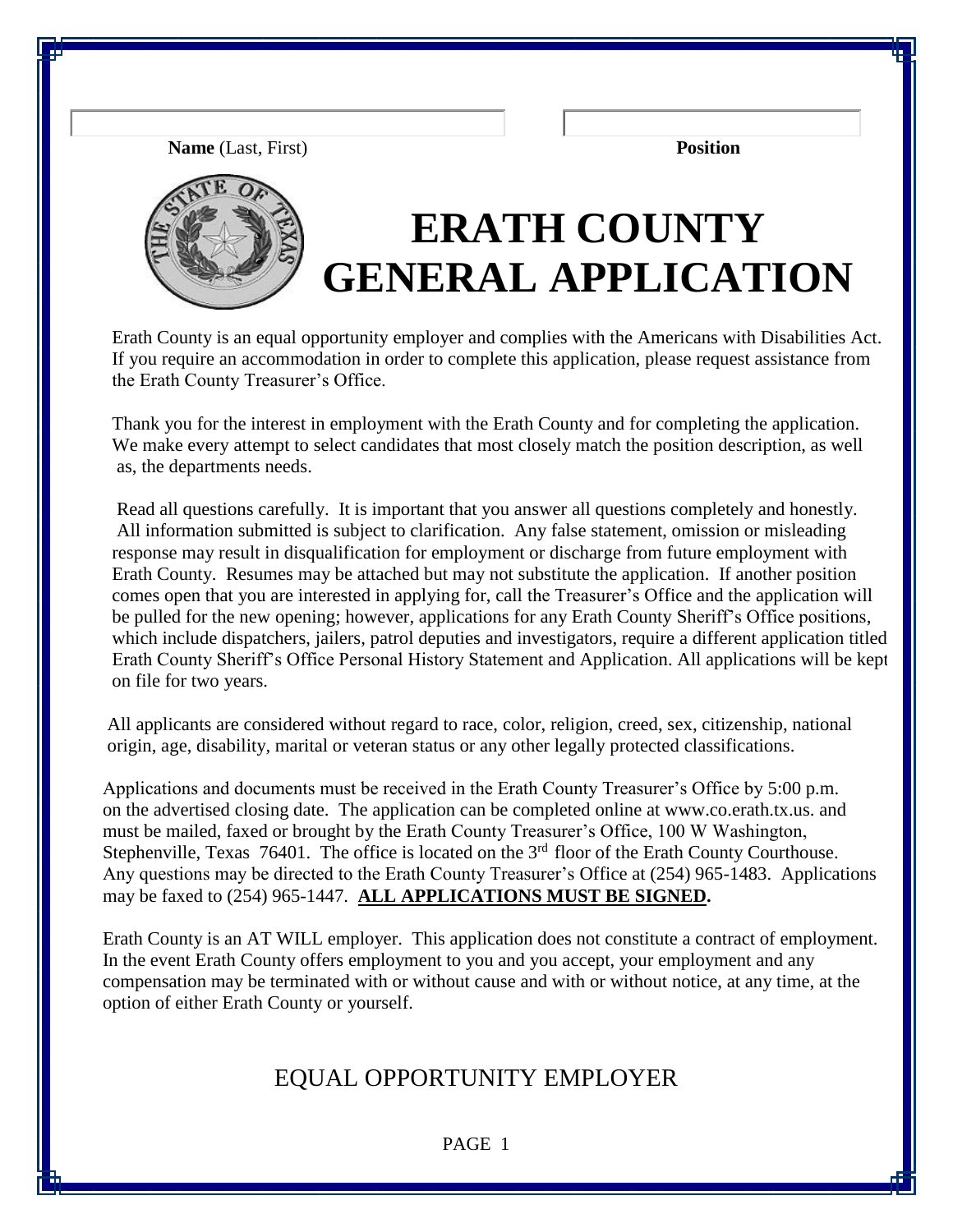**Name** (Last, First) **Position**

# ERATH COUNTY GENERAL APPLICATION

Erath County is an equal opportunity employer and complies with the Americans with Disabilities Act. If you require an accommodation in order to complete this application, please request assistance from the Erath County Treasurer's Office.

Thank you for the interest in employment with the Erath County and for completing the application. We make every attempt to select candidates that most closely match the position description, as well as, the departments needs.

Read all questions carefully. It is important that you answer all questions completely and honestly. All information submitted is subject to clarification. Any false statement, omission or misleading response may result in disqualification for employment or discharge from future employment with Erath County. Resumes may be attached but may not substitute the application. If another position comes open that you are interested in applying for, call the Treasurer's Office and the application will be pulled for the new opening; however, applications for any Erath County Sheriff's Office positions, which include dispatchers, jailers, patrol deputies and investigators, require a different application titled Erath County Sheriff's Office Personal History Statement and Application. All applications will be kept on file for two years.

All applicants are considered without regard to race, color, religion, creed, sex, citizenship, national origin, age, disability, marital or veteran status or any other legally protected classifications.

Applications and documents must be received in the Erath County Treasurer's Office by 5:00 p.m. on the advertised closing date. The application can be completed online at www.co.erath.tx.us. and must be mailed, faxed or brought by the Erath County Treasurer's Office, 100 W Washington, Stephenville, Texas 76401. The office is located on the 3rd floor of the Erath County Courthouse. Any questions may be directed to the Erath County Treasurer's Office at (254) 965-1483. Applications may be faxed to (254) 965-1447. **<u>ALL APPLICATIONS MUST BE SIGNED</u>.**

Erath County is an AT WILL employer. This application does not constitute a contract of employment. In the event Erath County offers employment to you and you accept, your employment and any compensation may be terminated with or without cause and with or without notice, at any time, at the option of either Erath County or yourself.

## EQUAL OPPORTUNITY EMPLOYER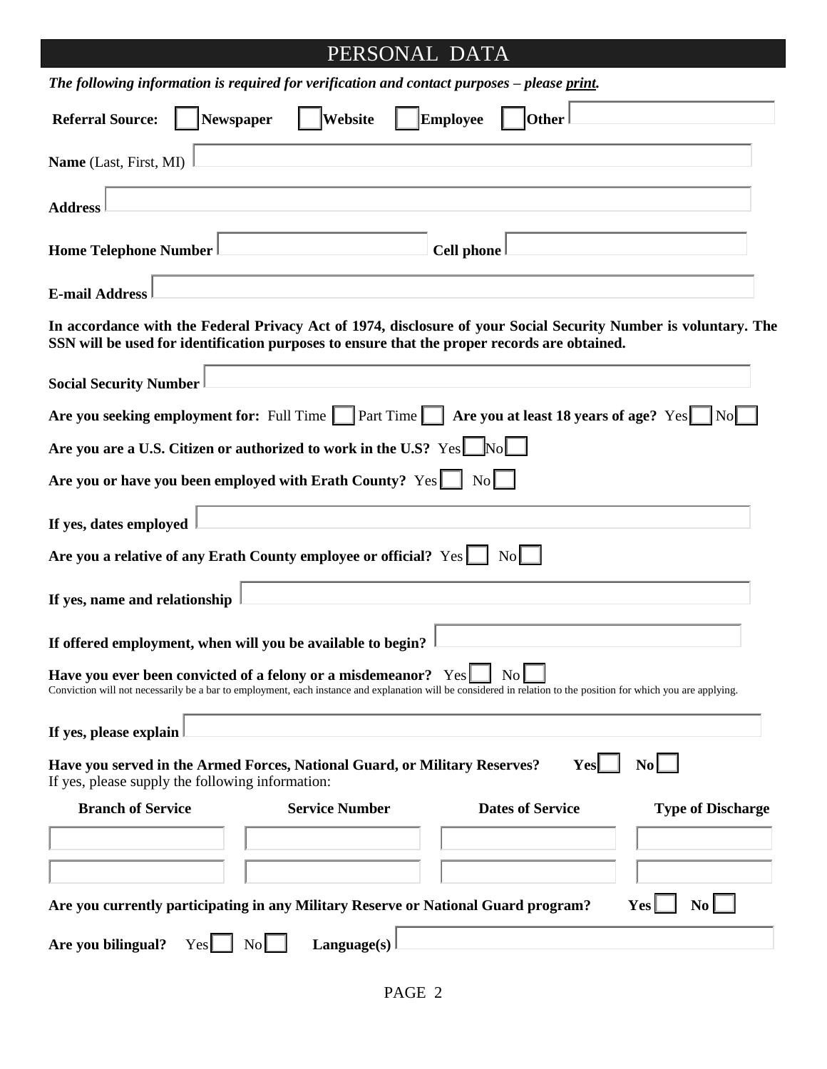# PERSONAL DATA

***The following information is required for verification and contact purposes – please print.***

**Referral Source:** ☐ **Newspaper** ☐ **Website** ☐ **Employee** ☐ **Other** ________

**Name** (Last, First, MI) ________

**Address** ________

**Home Telephone Number** ________ **Cell phone** ________

**E-mail Address** ________

**In accordance with the Federal Privacy Act of 1974, disclosure of your Social Security Number is voluntary. The SSN will be used for identification purposes to ensure that the proper records are obtained.**

**Social Security Number** ________

**Are you seeking employment for:** Full Time ☐ Part Time ☐ **Are you at least 18 years of age?** Yes ☐ No ☐

**Are you are a U.S. Citizen or authorized to work in the U.S?** Yes ☐ No ☐

**Are you or have you been employed with Erath County?** Yes ☐ No ☐

**If yes, dates employed** ________

**Are you a relative of any Erath County employee or official?** Yes ☐ No ☐

**If yes, name and relationship** ________

**If offered employment, when will you be available to begin?** ________

**Have you ever been convicted of a felony or a misdemeanor?** Yes ☐ No ☐

Conviction will not necessarily be a bar to employment, each instance and explanation will be considered in relation to the position for which you are applying.

**If yes, please explain** ________

**Have you served in the Armed Forces, National Guard, or Military Reserves?** **Yes** ☐ **No** ☐

If yes, please supply the following information:

| Branch of Service | Service Number | Dates of Service | Type of Discharge |
|---|---|---|---|
| | | | |
| | | | |

**Are you currently participating in any Military Reserve or National Guard program?** **Yes** ☐ **No** ☐

**Are you bilingual?** Yes ☐ No ☐ **Language(s)** ________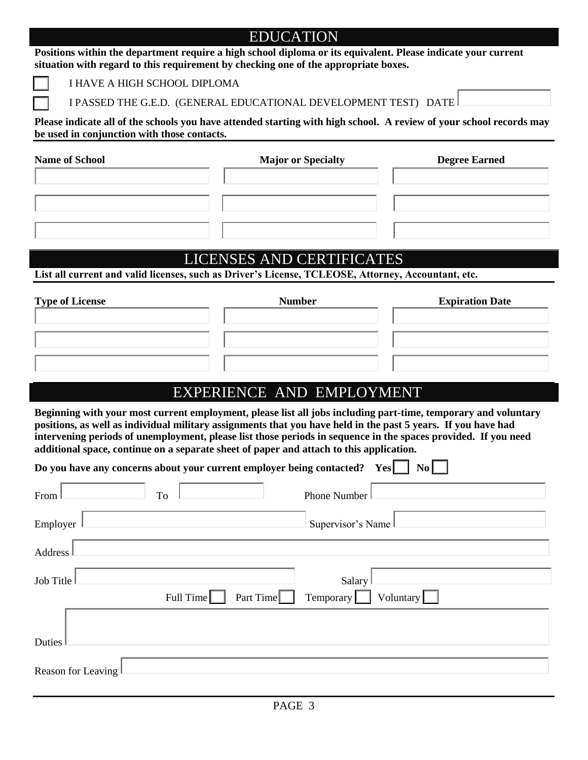## EDUCATION

**Positions within the department require a high school diploma or its equivalent. Please indicate your current situation with regard to this requirement by checking one of the appropriate boxes.**

☐ I HAVE A HIGH SCHOOL DIPLOMA

☐ I PASSED THE G.E.D. (GENERAL EDUCATIONAL DEVELOPMENT TEST) DATE ____________

**Please indicate all of the schools you have attended starting with high school. A review of your school records may be used in conjunction with those contacts.**

| Name of School | Major or Specialty | Degree Earned |
|---|---|---|
| | | |
| | | |
| | | |

## LICENSES AND CERTIFICATES

**List all current and valid licenses, such as Driver's License, TCLEOSE, Attorney, Accountant, etc.**

| Type of License | Number | Expiration Date |
|---|---|---|
| | | |
| | | |
| | | |

## EXPERIENCE AND EMPLOYMENT

**Beginning with your most current employment, please list all jobs including part-time, temporary and voluntary positions, as well as individual military assignments that you have held in the past 5 years. If you have had intervening periods of unemployment, please list those periods in sequence in the spaces provided. If you need additional space, continue on a separate sheet of paper and attach to this application.**

**Do you have any concerns about your current employer being contacted? Yes ☐ No ☐**

From ____________ To ____________ Phone Number ____________

Employer ____________ Supervisor's Name ____________

Address ____________

Job Title ____________ Salary ____________

Full Time ☐ Part Time ☐ Temporary ☐ Voluntary ☐

Duties ____________

Reason for Leaving ____________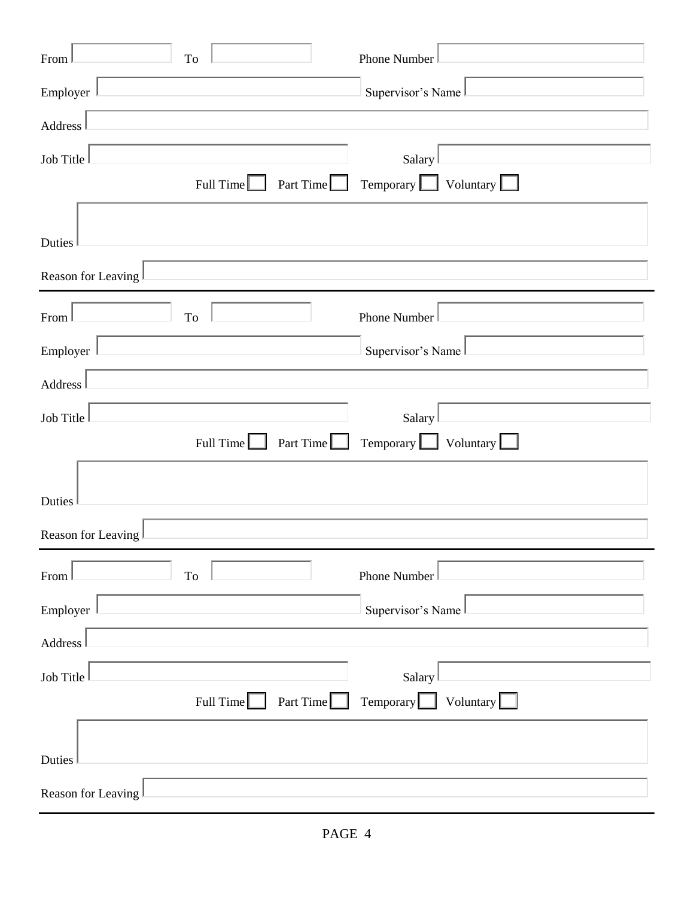From ________ To ________ Phone Number ________

Employer ________ Supervisor's Name ________

Address ________

Job Title ________ Salary ________

Full Time ☐ Part Time ☐ Temporary ☐ Voluntary ☐

Duties ________

Reason for Leaving ________

---

From ________ To ________ Phone Number ________

Employer ________ Supervisor's Name ________

Address ________

Job Title ________ Salary ________

Full Time ☐ Part Time ☐ Temporary ☐ Voluntary ☐

Duties ________

Reason for Leaving ________

---

From ________ To ________ Phone Number ________

Employer ________ Supervisor's Name ________

Address ________

Job Title ________ Salary ________

Full Time ☐ Part Time ☐ Temporary ☐ Voluntary ☐

Duties ________

Reason for Leaving ________

---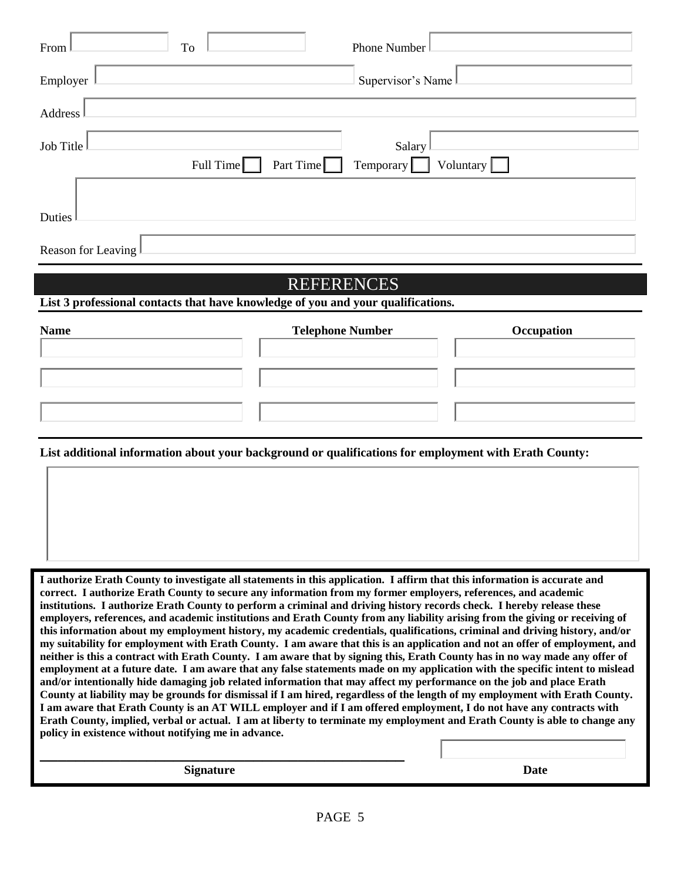From ______ To ______ Phone Number ______

Employer ______ Supervisor's Name ______

Address ______

Job Title ______ Salary ______

Full Time ☐ Part Time ☐ Temporary ☐ Voluntary ☐

Duties ______

Reason for Leaving ______

## REFERENCES

**List 3 professional contacts that have knowledge of you and your qualifications.**

| **Name** | **Telephone Number** | **Occupation** |
|---|---|---|
| | | |
| | | |
| | | |

**List additional information about your background or qualifications for employment with Erath County:**

______

**I authorize Erath County to investigate all statements in this application. I affirm that this information is accurate and correct. I authorize Erath County to secure any information from my former employers, references, and academic institutions. I authorize Erath County to perform a criminal and driving history records check. I hereby release these employers, references, and academic institutions and Erath County from any liability arising from the giving or receiving of this information about my employment history, my academic credentials, qualifications, criminal and driving history, and/or my suitability for employment with Erath County. I am aware that this is an application and not an offer of employment, and neither is this a contract with Erath County. I am aware that by signing this, Erath County has in no way made any offer of employment at a future date. I am aware that any false statements made on my application with the specific intent to mislead and/or intentionally hide damaging job related information that may affect my performance on the job and place Erath County at liability may be grounds for dismissal if I am hired, regardless of the length of my employment with Erath County. I am aware that Erath County is an AT WILL employer and if I am offered employment, I do not have any contracts with Erath County, implied, verbal or actual. I am at liberty to terminate my employment and Erath County is able to change any policy in existence without notifying me in advance.**

______________________________ ______

**Signature** **Date**